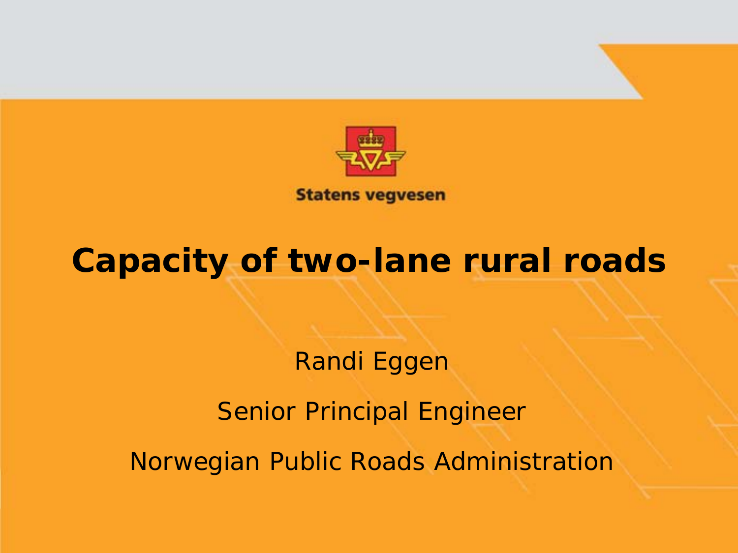Statens vegvesen

# Capacity of two-lane rural roads

Randi Eggen

Senior Principal Engineer

Norwegian Public Roads Administration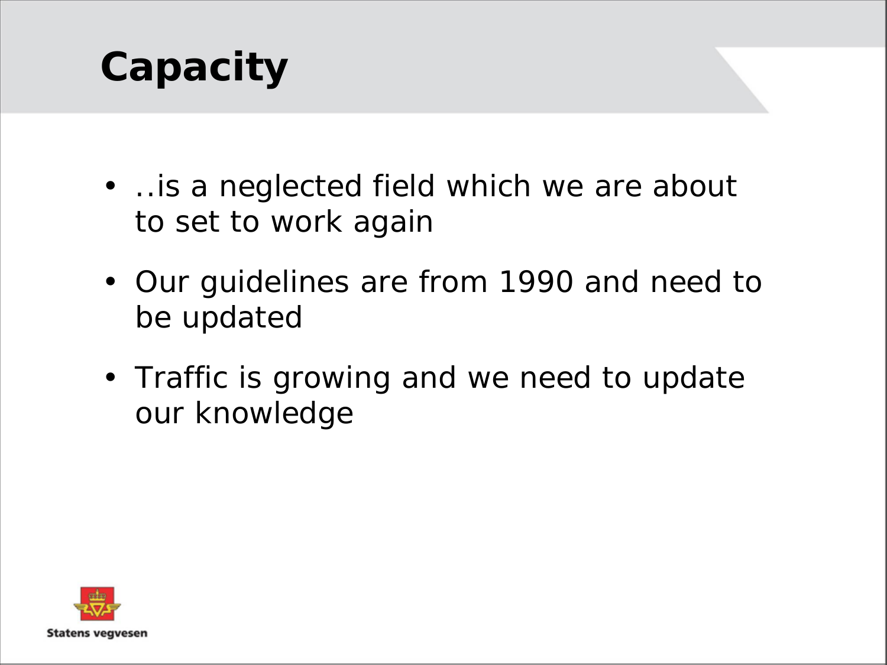# Capacity

- ..is a neglected field which we are about to set to work again
- Our guidelines are from 1990 and need to be updated
- Traffic is growing and we need to update our knowledge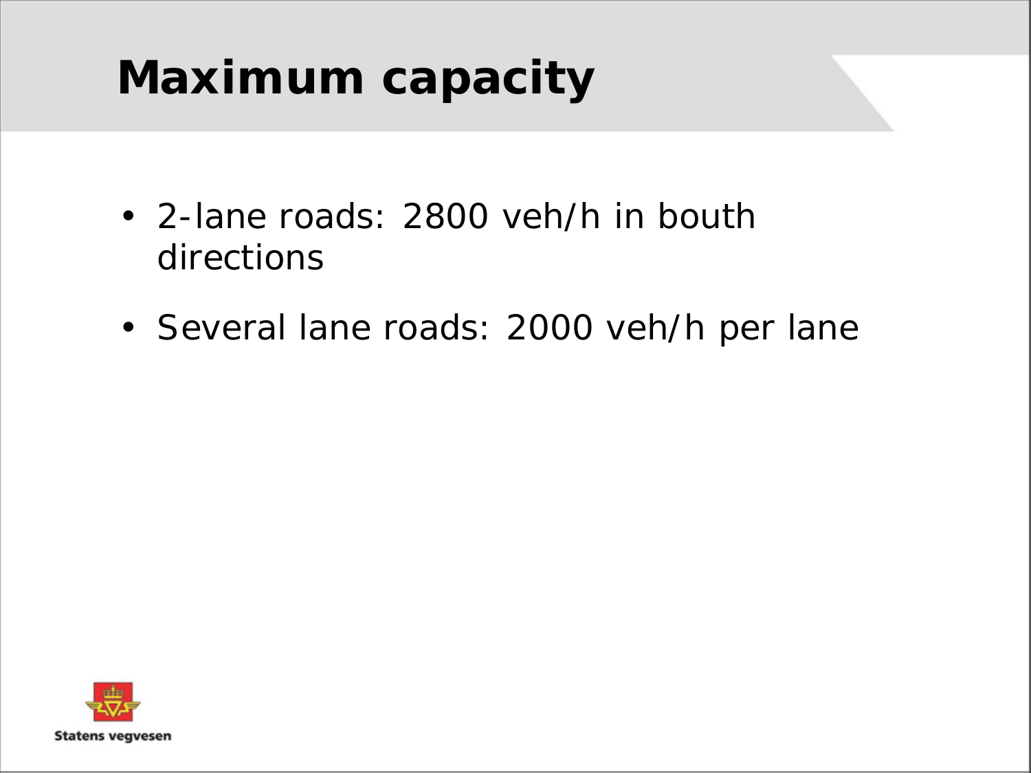# Maximum capacity

- 2-lane roads: 2800 veh/h in bouth directions
- Several lane roads: 2000 veh/h per lane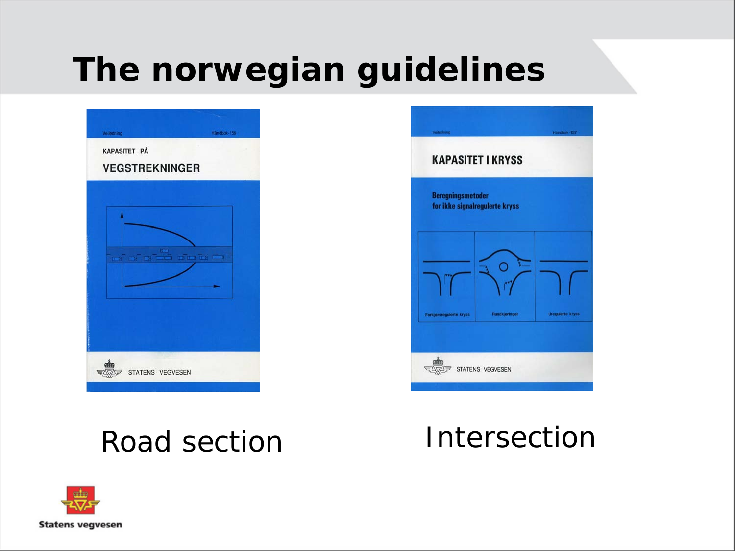# The norwegian guidelines

Veiledning Håndbok-159

KAPASITET PÅ

VEGSTREKNINGER

STATENS VEGVESEN

Veiledning Håndbok-127

KAPASITET I KRYSS

Beregningsmetoder for ikke signalregulerte kryss

Forkjørsregulerte kryss | Rundkjøringer | Uregulerte kryss

STATENS VEGVESEN

Road section

Intersection

Statens vegvesen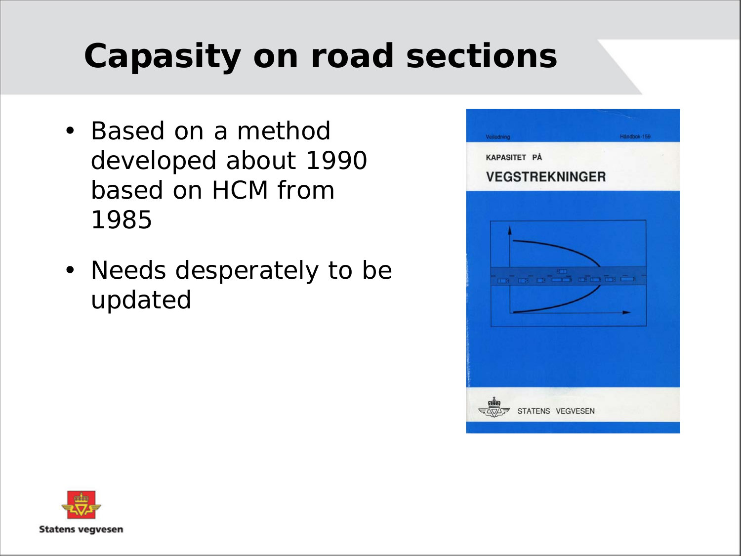# Capasity on road sections

- Based on a method developed about 1990 based on HCM from 1985
- Needs desperately to be updated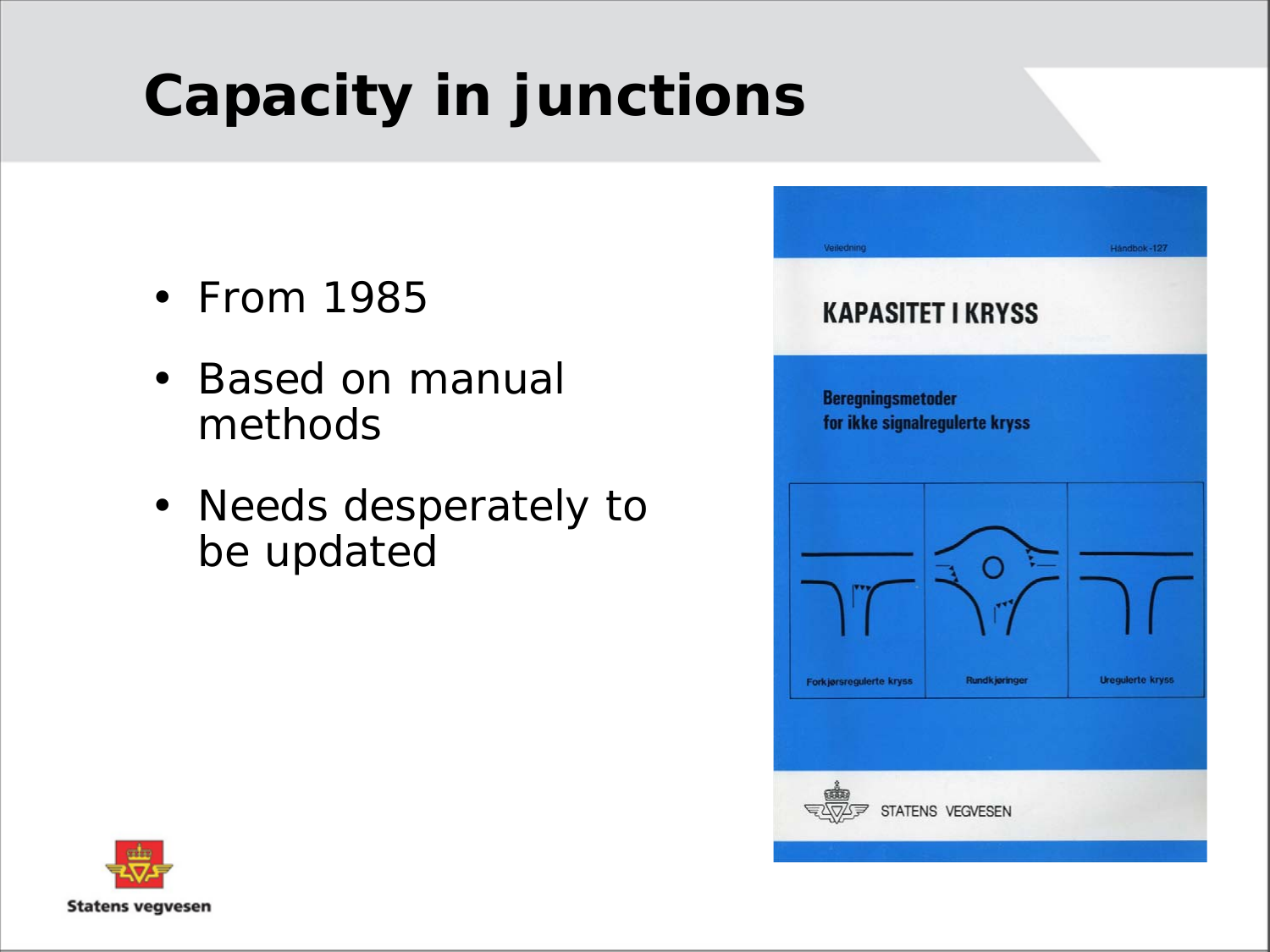# Capacity in junctions

- From 1985
- Based on manual methods
- Needs desperately to be updated

Veiledning Håndbok-127

KAPASITET I KRYSS

Beregningsmetoder for ikke signalregulerte kryss

Forkjørsregulerte kryss

Rundkjøringer

Uregulerte kryss

STATENS VEGVESEN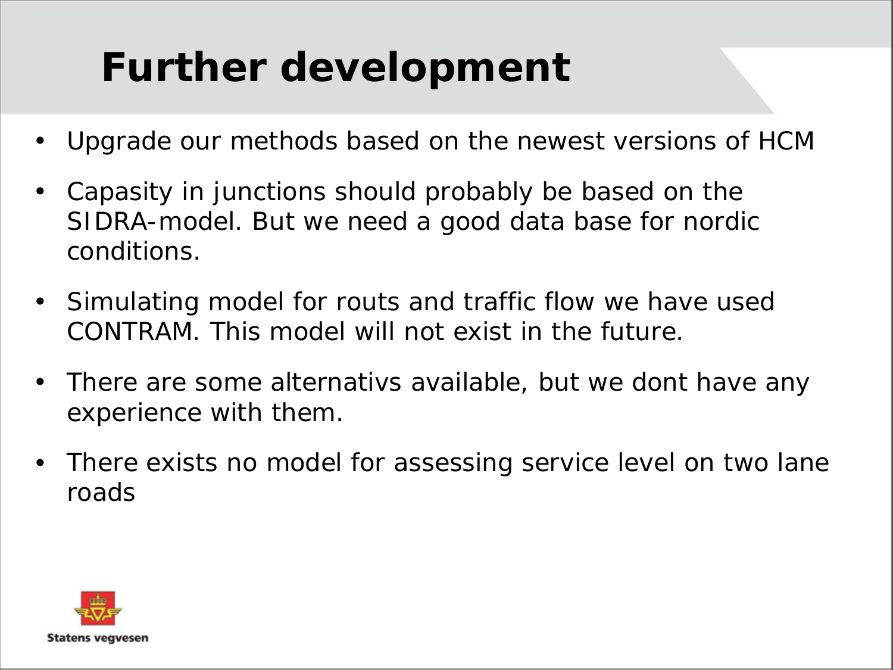# Further development

- Upgrade our methods based on the newest versions of HCM
- Capasity in junctions should probably be based on the SIDRA-model. But we need a good data base for nordic conditions.
- Simulating model for routs and traffic flow we have used CONTRAM. This model will not exist in the future.
- There are some alternativs available, but we dont have any experience with them.
- There exists no model for assessing service level on two lane roads

Statens vegvesen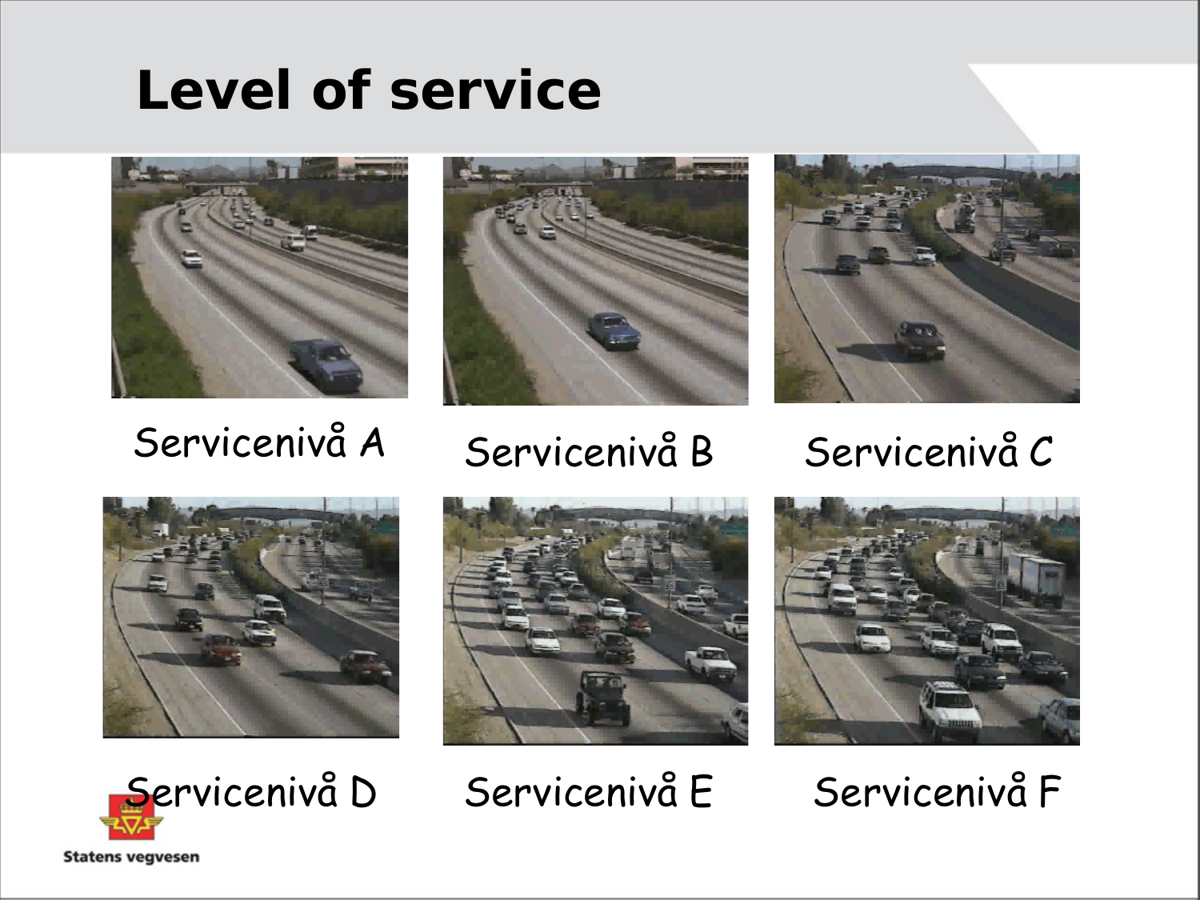# Level of service

Servicenivå A

Servicenivå B

Servicenivå C

Servicenivå D

Servicenivå E

Servicenivå F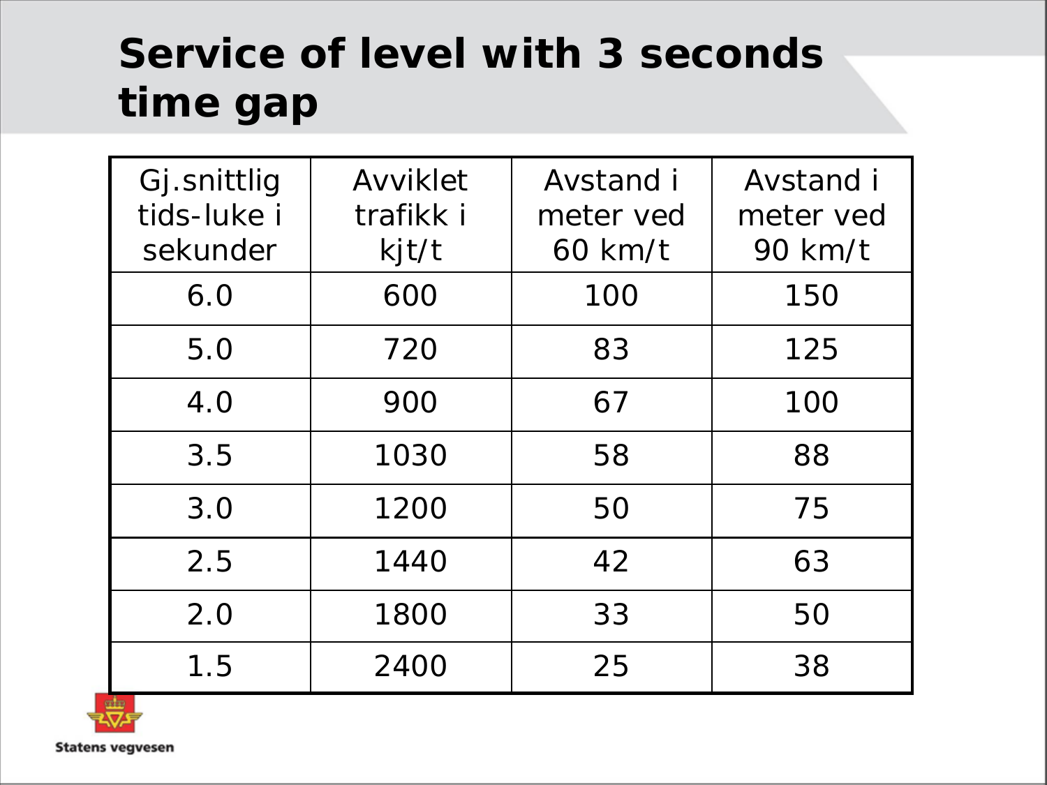# Service of level with 3 seconds time gap

| Gj.snittlig tids-luke i sekunder | Avviklet trafikk i kjt/t | Avstand i meter ved 60 km/t | Avstand i meter ved 90 km/t |
|---|---|---|---|
| 6.0 | 600 | 100 | 150 |
| 5.0 | 720 | 83 | 125 |
| 4.0 | 900 | 67 | 100 |
| 3.5 | 1030 | 58 | 88 |
| 3.0 | 1200 | 50 | 75 |
| 2.5 | 1440 | 42 | 63 |
| 2.0 | 1800 | 33 | 50 |
| 1.5 | 2400 | 25 | 38 |

Statens vegvesen